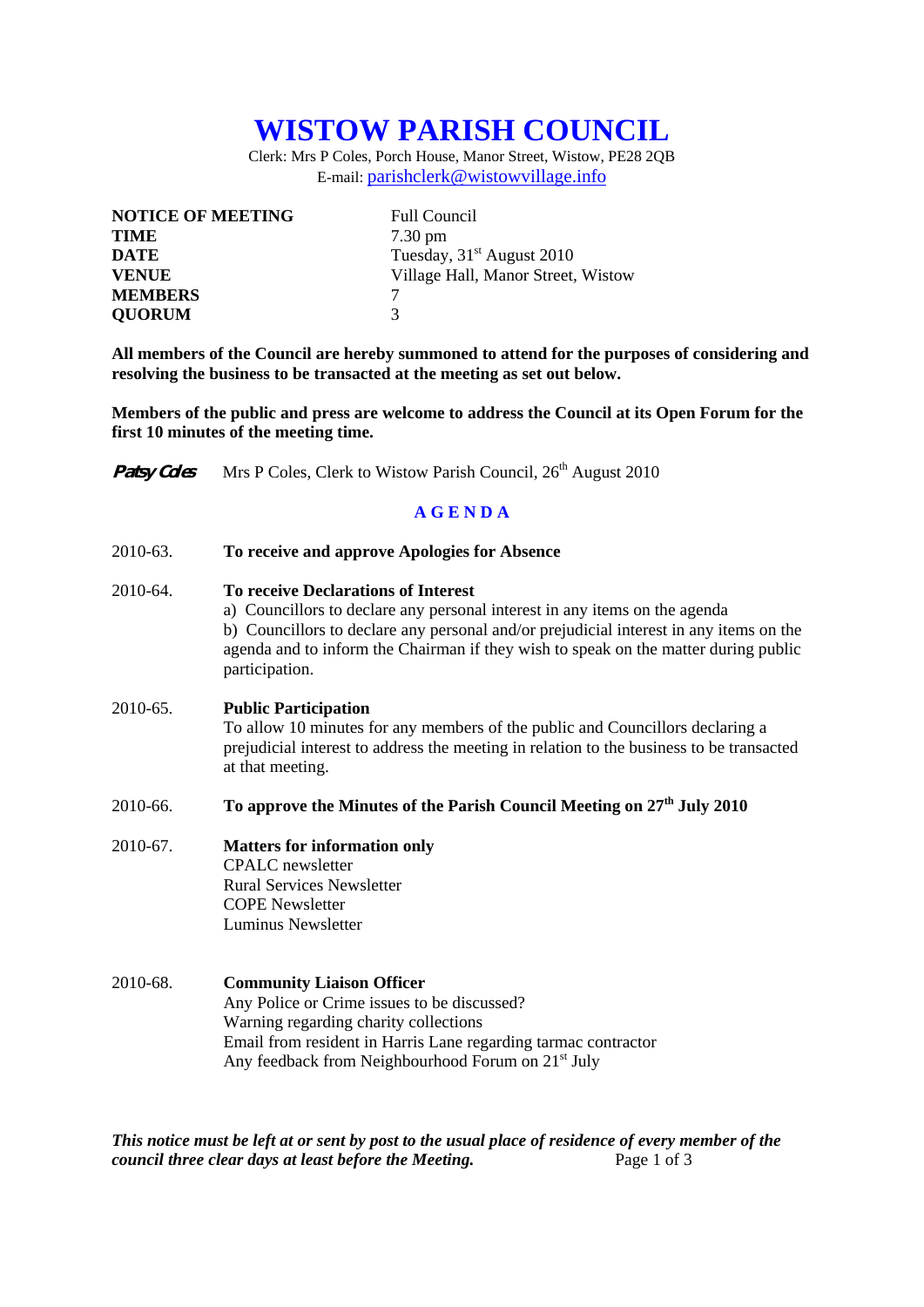# WISTOW PARISH COUNCIL

Clerk: Mrs P Coles, Porch House, Manor Street, Wistow, PE28 2QB
E-mail: parishclerk@wistowvillage.info

| | |
|---|---|
| **NOTICE OF MEETING** | Full Council |
| **TIME** | 7.30 pm |
| **DATE** | Tuesday, 31st August 2010 |
| **VENUE** | Village Hall, Manor Street, Wistow |
| **MEMBERS** | 7 |
| **QUORUM** | 3 |

**All members of the Council are hereby summoned to attend for the purposes of considering and resolving the business to be transacted at the meeting as set out below.**

**Members of the public and press are welcome to address the Council at its Open Forum for the first 10 minutes of the meeting time.**

*Patsy Coles* Mrs P Coles, Clerk to Wistow Parish Council, 26th August 2010

## AGENDA

2010-63. **To receive and approve Apologies for Absence**

2010-64. **To receive Declarations of Interest**
a) Councillors to declare any personal interest in any items on the agenda
b) Councillors to declare any personal and/or prejudicial interest in any items on the agenda and to inform the Chairman if they wish to speak on the matter during public participation.

2010-65. **Public Participation**
To allow 10 minutes for any members of the public and Councillors declaring a prejudicial interest to address the meeting in relation to the business to be transacted at that meeting.

2010-66. **To approve the Minutes of the Parish Council Meeting on 27th July 2010**

2010-67. **Matters for information only**
CPALC newsletter
Rural Services Newsletter
COPE Newsletter
Luminus Newsletter

2010-68. **Community Liaison Officer**
Any Police or Crime issues to be discussed?
Warning regarding charity collections
Email from resident in Harris Lane regarding tarmac contractor
Any feedback from Neighbourhood Forum on 21st July

***This notice must be left at or sent by post to the usual place of residence of every member of the council three clear days at least before the Meeting.***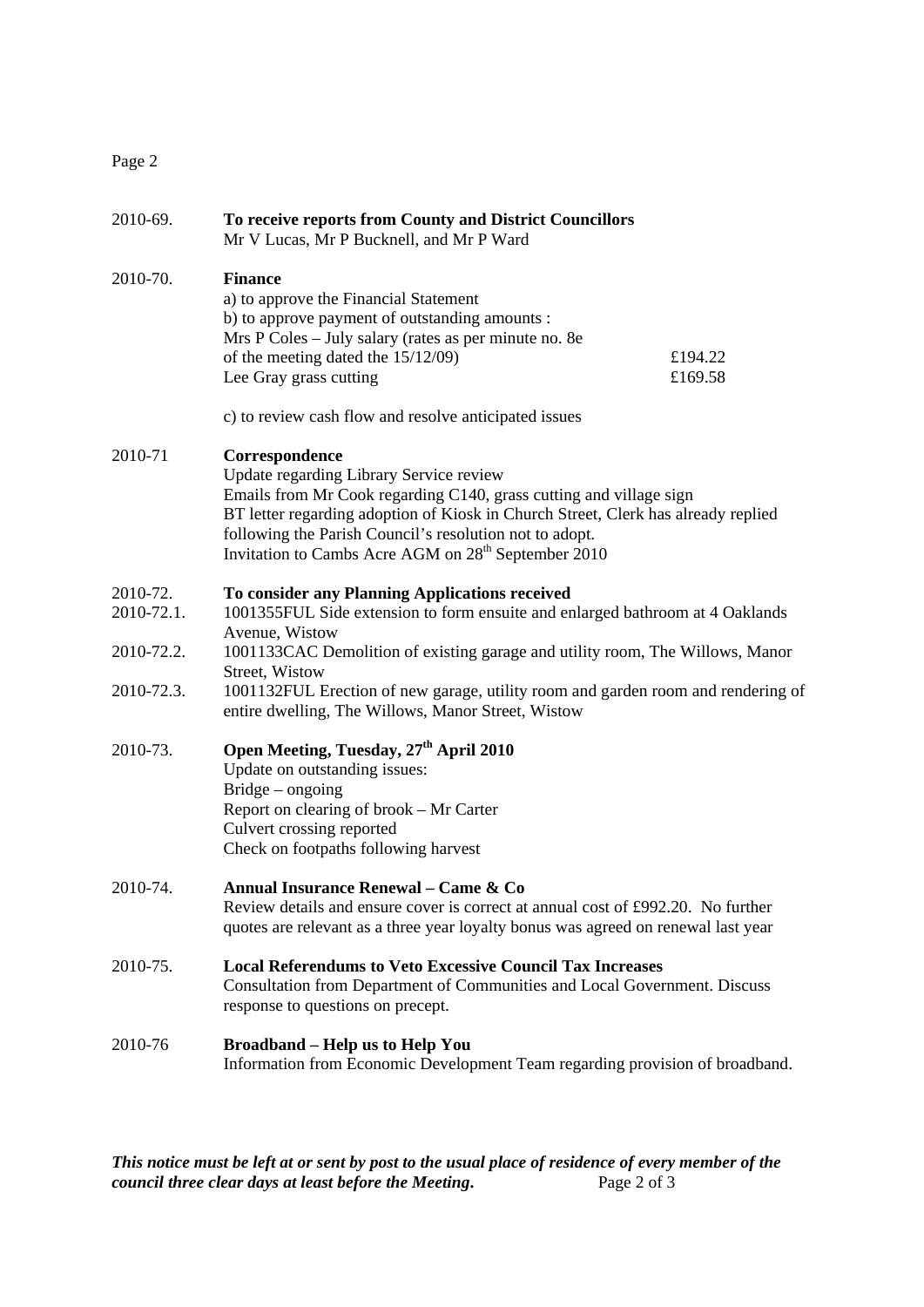2010-69. **To receive reports from County and District Councillors**
Mr V Lucas, Mr P Bucknell, and Mr P Ward

2010-70. **Finance**
a) to approve the Financial Statement
b) to approve payment of outstanding amounts :

| | |
|---|---|
| Mrs P Coles – July salary (rates as per minute no. 8e of the meeting dated the 15/12/09) | £194.22 |
| Lee Gray grass cutting | £169.58 |

c) to review cash flow and resolve anticipated issues

2010-71 **Correspondence**
Update regarding Library Service review
Emails from Mr Cook regarding C140, grass cutting and village sign
BT letter regarding adoption of Kiosk in Church Street, Clerk has already replied following the Parish Council's resolution not to adopt.
Invitation to Cambs Acre AGM on 28th September 2010

2010-72. **To consider any Planning Applications received**
2010-72.1. 1001355FUL Side extension to form ensuite and enlarged bathroom at 4 Oaklands Avenue, Wistow
2010-72.2. 1001133CAC Demolition of existing garage and utility room, The Willows, Manor Street, Wistow
2010-72.3. 1001132FUL Erection of new garage, utility room and garden room and rendering of entire dwelling, The Willows, Manor Street, Wistow

2010-73. **Open Meeting, Tuesday, 27th April 2010**
Update on outstanding issues:
Bridge – ongoing
Report on clearing of brook – Mr Carter
Culvert crossing reported
Check on footpaths following harvest

2010-74. **Annual Insurance Renewal – Came & Co**
Review details and ensure cover is correct at annual cost of £992.20. No further quotes are relevant as a three year loyalty bonus was agreed on renewal last year

2010-75. **Local Referendums to Veto Excessive Council Tax Increases**
Consultation from Department of Communities and Local Government. Discuss response to questions on precept.

2010-76 **Broadband – Help us to Help You**
Information from Economic Development Team regarding provision of broadband.

***This notice must be left at or sent by post to the usual place of residence of every member of the council three clear days at least before the Meeting.***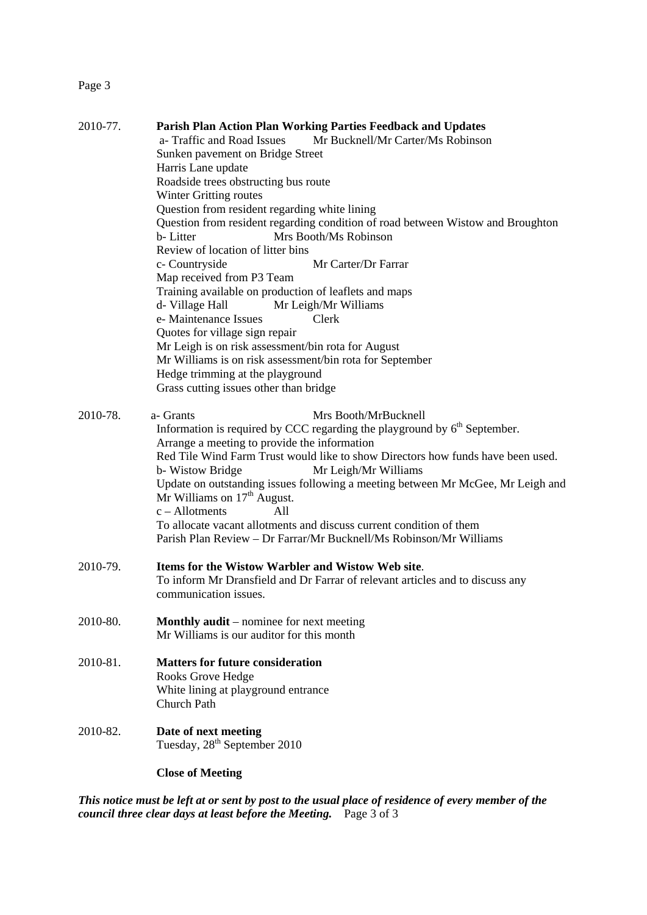**2010-77. Parish Plan Action Plan Working Parties Feedback and Updates**

a- Traffic and Road Issues — Mr Bucknell/Mr Carter/Ms Robinson

Sunken pavement on Bridge Street
Harris Lane update
Roadside trees obstructing bus route
Winter Gritting routes
Question from resident regarding white lining
Question from resident regarding condition of road between Wistow and Broughton

b- Litter — Mrs Booth/Ms Robinson

Review of location of litter bins

c- Countryside — Mr Carter/Dr Farrar

Map received from P3 Team
Training available on production of leaflets and maps

d- Village Hall — Mr Leigh/Mr Williams

e- Maintenance Issues — Clerk

Quotes for village sign repair
Mr Leigh is on risk assessment/bin rota for August
Mr Williams is on risk assessment/bin rota for September
Hedge trimming at the playground
Grass cutting issues other than bridge

**2010-78.** a- Grants — Mrs Booth/MrBucknell

Information is required by CCC regarding the playground by 6th September.
Arrange a meeting to provide the information
Red Tile Wind Farm Trust would like to show Directors how funds have been used.

b- Wistow Bridge — Mr Leigh/Mr Williams

Update on outstanding issues following a meeting between Mr McGee, Mr Leigh and Mr Williams on 17th August.

c – Allotments — All

To allocate vacant allotments and discuss current condition of them
Parish Plan Review – Dr Farrar/Mr Bucknell/Ms Robinson/Mr Williams

**2010-79. Items for the Wistow Warbler and Wistow Web site**.

To inform Mr Dransfield and Dr Farrar of relevant articles and to discuss any communication issues.

**2010-80. Monthly audit** – nominee for next meeting

Mr Williams is our auditor for this month

**2010-81. Matters for future consideration**

Rooks Grove Hedge
White lining at playground entrance
Church Path

**2010-82. Date of next meeting**

Tuesday, 28th September 2010

**Close of Meeting**

***This notice must be left at or sent by post to the usual place of residence of every member of the council three clear days at least before the Meeting.***